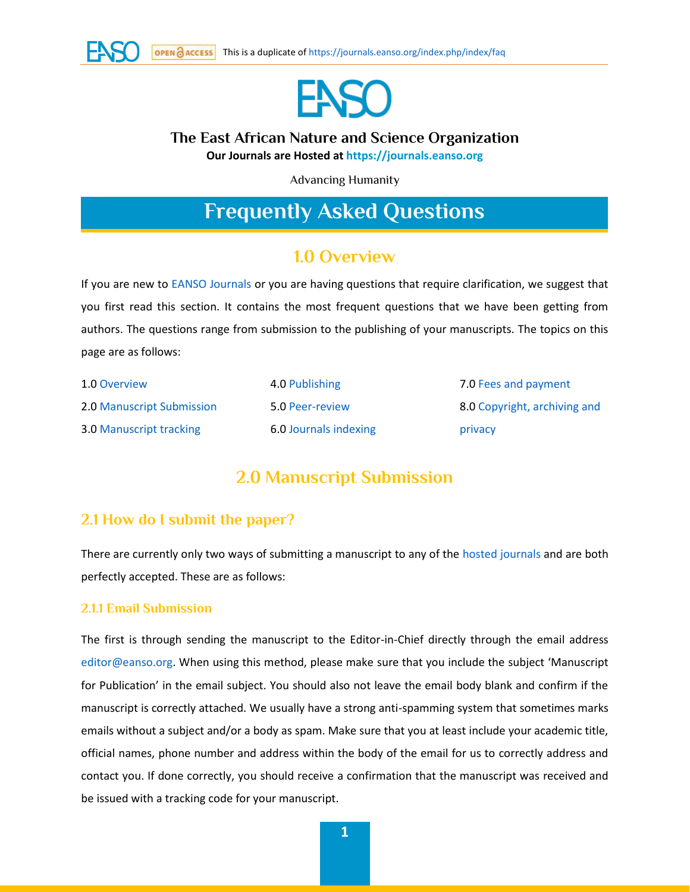This is a duplicate of https://journals.eanso.org/index.php/index/faq

# The East African Nature and Science Organization

**Our Journals are Hosted at https://journals.eanso.org**

Advancing Humanity

# Frequently Asked Questions

## 1.0 Overview

If you are new to EANSO Journals or you are having questions that require clarification, we suggest that you first read this section. It contains the most frequent questions that we have been getting from authors. The questions range from submission to the publishing of your manuscripts. The topics on this page are as follows:

- 1.0 Overview
- 2.0 Manuscript Submission
- 3.0 Manuscript tracking
- 4.0 Publishing
- 5.0 Peer-review
- 6.0 Journals indexing
- 7.0 Fees and payment
- 8.0 Copyright, archiving and privacy

## 2.0 Manuscript Submission

### 2.1 How do I submit the paper?

There are currently only two ways of submitting a manuscript to any of the hosted journals and are both perfectly accepted. These are as follows:

#### 2.1.1 Email Submission

The first is through sending the manuscript to the Editor-in-Chief directly through the email address editor@eanso.org. When using this method, please make sure that you include the subject 'Manuscript for Publication' in the email subject. You should also not leave the email body blank and confirm if the manuscript is correctly attached. We usually have a strong anti-spamming system that sometimes marks emails without a subject and/or a body as spam. Make sure that you at least include your academic title, official names, phone number and address within the body of the email for us to correctly address and contact you. If done correctly, you should receive a confirmation that the manuscript was received and be issued with a tracking code for your manuscript.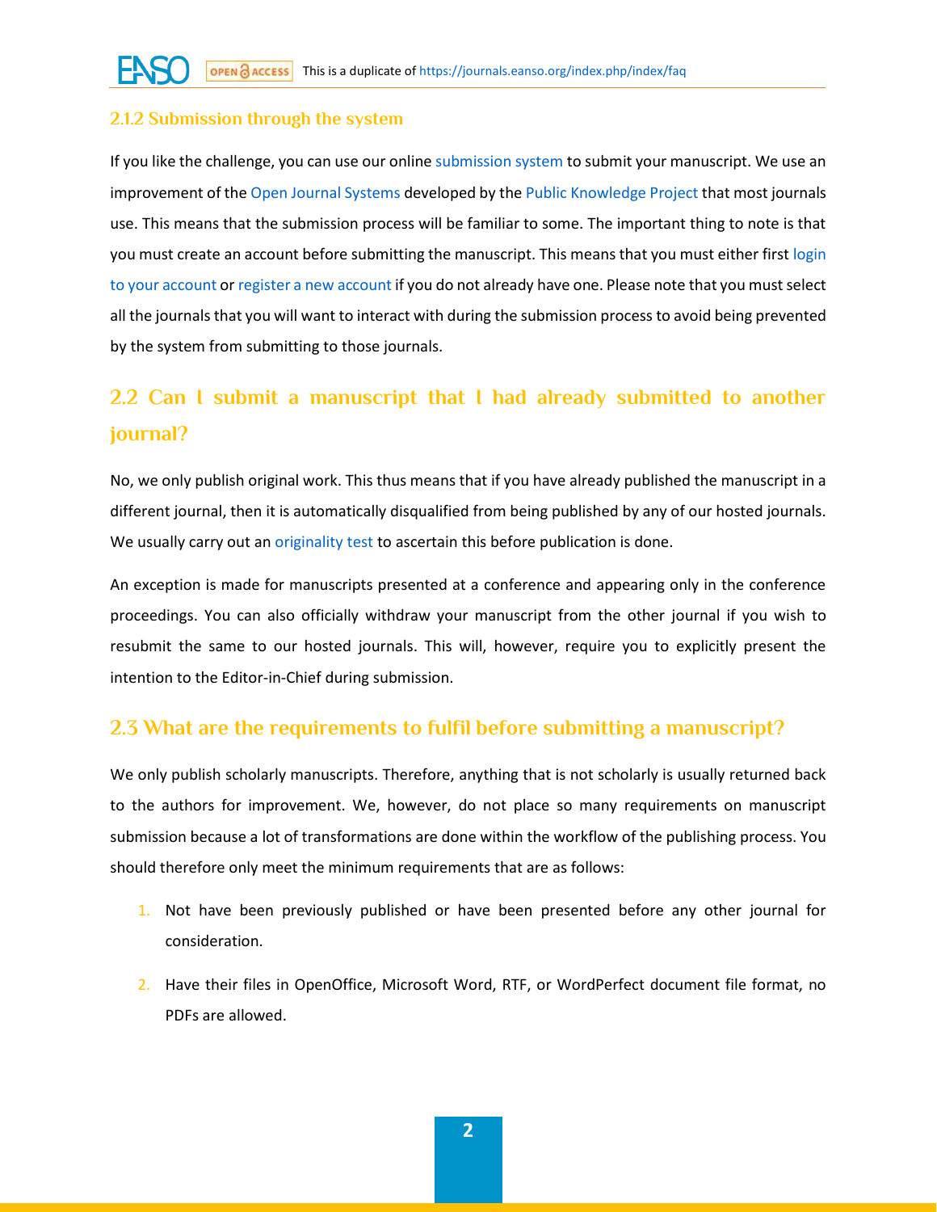### 2.1.2 Submission through the system

If you like the challenge, you can use our online submission system to submit your manuscript. We use an improvement of the Open Journal Systems developed by the Public Knowledge Project that most journals use. This means that the submission process will be familiar to some. The important thing to note is that you must create an account before submitting the manuscript. This means that you must either first login to your account or register a new account if you do not already have one. Please note that you must select all the journals that you will want to interact with during the submission process to avoid being prevented by the system from submitting to those journals.

## 2.2 Can I submit a manuscript that I had already submitted to another journal?

No, we only publish original work. This thus means that if you have already published the manuscript in a different journal, then it is automatically disqualified from being published by any of our hosted journals. We usually carry out an originality test to ascertain this before publication is done.

An exception is made for manuscripts presented at a conference and appearing only in the conference proceedings. You can also officially withdraw your manuscript from the other journal if you wish to resubmit the same to our hosted journals. This will, however, require you to explicitly present the intention to the Editor-in-Chief during submission.

## 2.3 What are the requirements to fulfil before submitting a manuscript?

We only publish scholarly manuscripts. Therefore, anything that is not scholarly is usually returned back to the authors for improvement. We, however, do not place so many requirements on manuscript submission because a lot of transformations are done within the workflow of the publishing process. You should therefore only meet the minimum requirements that are as follows:

1. Not have been previously published or have been presented before any other journal for consideration.
2. Have their files in OpenOffice, Microsoft Word, RTF, or WordPerfect document file format, no PDFs are allowed.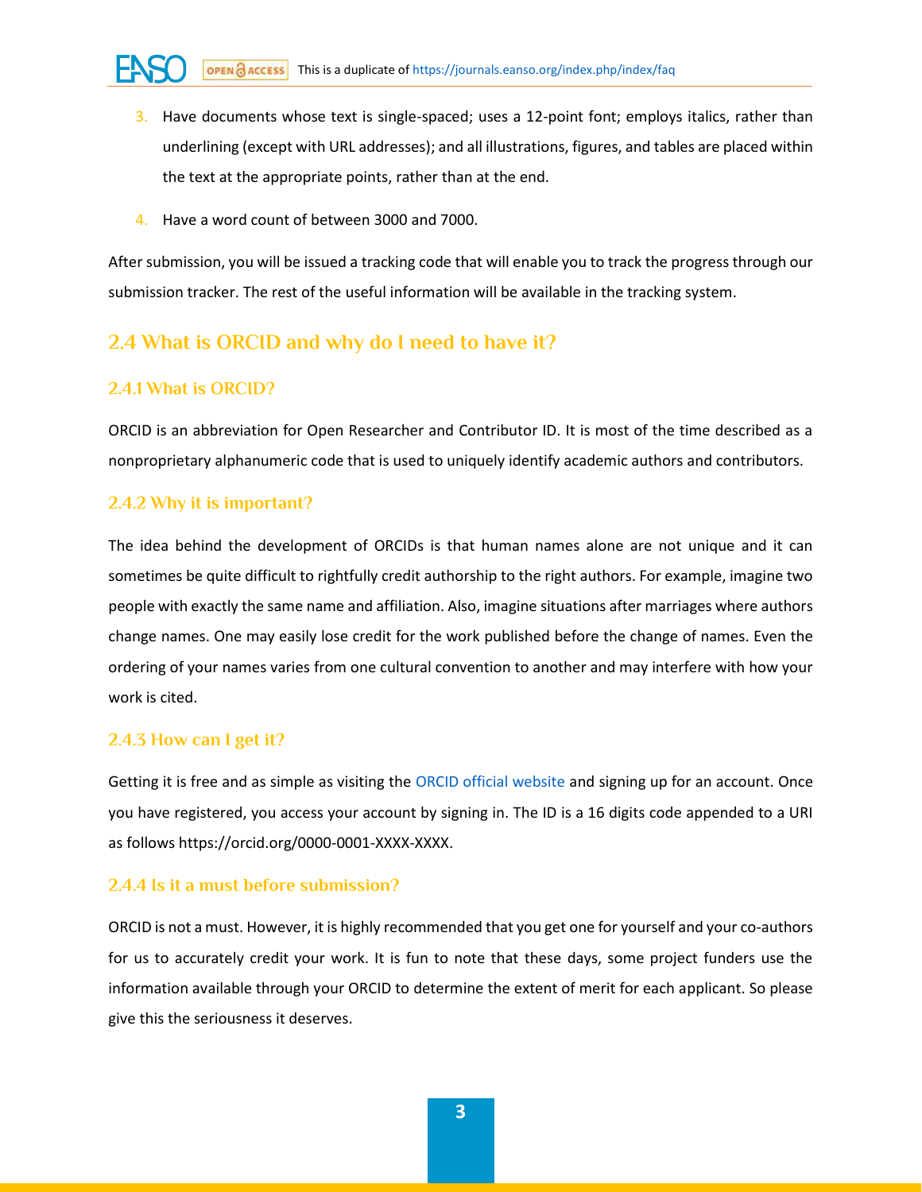3. Have documents whose text is single-spaced; uses a 12-point font; employs italics, rather than underlining (except with URL addresses); and all illustrations, figures, and tables are placed within the text at the appropriate points, rather than at the end.
4. Have a word count of between 3000 and 7000.

After submission, you will be issued a tracking code that will enable you to track the progress through our submission tracker. The rest of the useful information will be available in the tracking system.

## 2.4 What is ORCID and why do I need to have it?

### 2.4.1 What is ORCID?

ORCID is an abbreviation for Open Researcher and Contributor ID. It is most of the time described as a nonproprietary alphanumeric code that is used to uniquely identify academic authors and contributors.

### 2.4.2 Why it is important?

The idea behind the development of ORCIDs is that human names alone are not unique and it can sometimes be quite difficult to rightfully credit authorship to the right authors. For example, imagine two people with exactly the same name and affiliation. Also, imagine situations after marriages where authors change names. One may easily lose credit for the work published before the change of names. Even the ordering of your names varies from one cultural convention to another and may interfere with how your work is cited.

### 2.4.3 How can I get it?

Getting it is free and as simple as visiting the ORCID official website and signing up for an account. Once you have registered, you access your account by signing in. The ID is a 16 digits code appended to a URI as follows https://orcid.org/0000-0001-XXXX-XXXX.

### 2.4.4 Is it a must before submission?

ORCID is not a must. However, it is highly recommended that you get one for yourself and your co-authors for us to accurately credit your work. It is fun to note that these days, some project funders use the information available through your ORCID to determine the extent of merit for each applicant. So please give this the seriousness it deserves.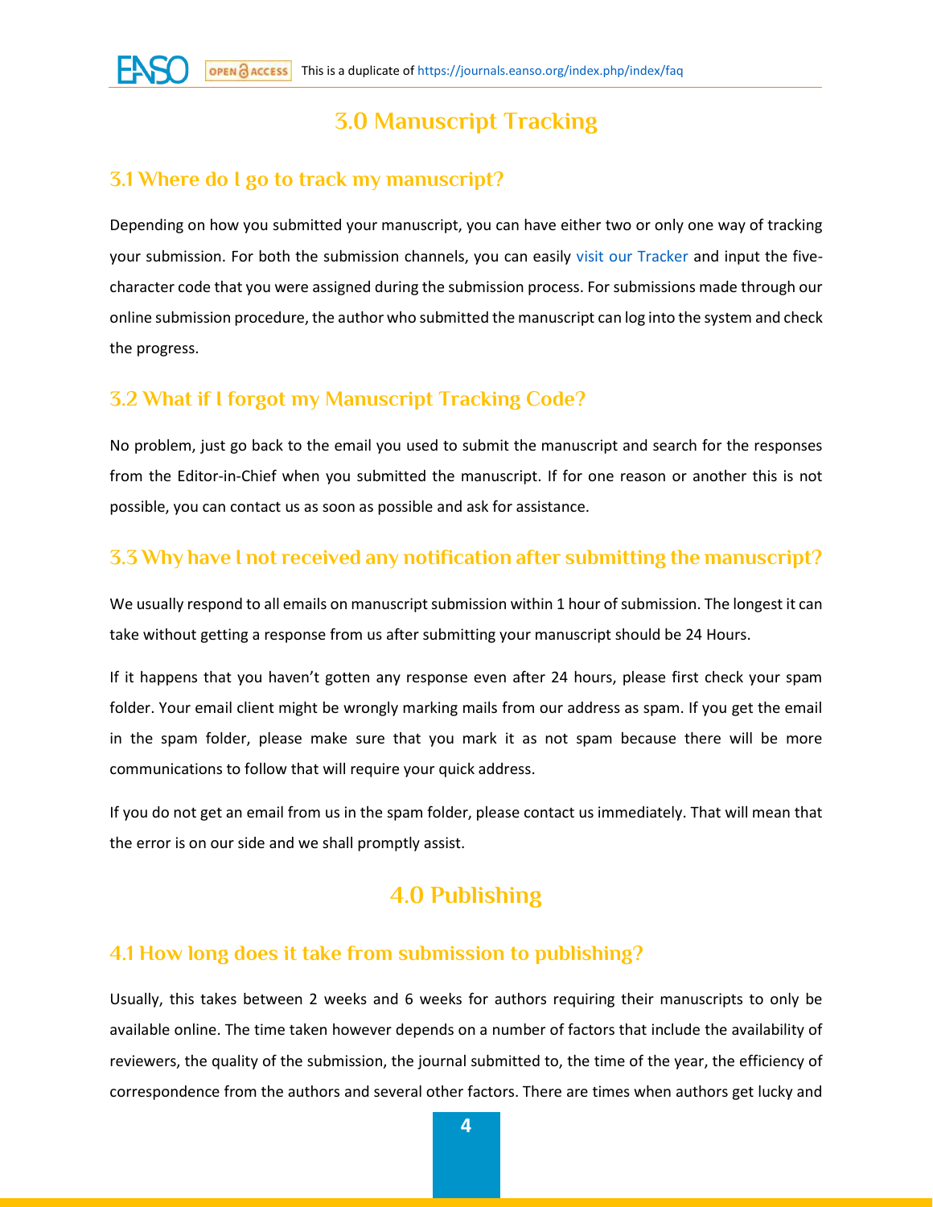# 3.0 Manuscript Tracking

## 3.1 Where do I go to track my manuscript?

Depending on how you submitted your manuscript, you can have either two or only one way of tracking your submission. For both the submission channels, you can easily visit our Tracker and input the five-character code that you were assigned during the submission process. For submissions made through our online submission procedure, the author who submitted the manuscript can log into the system and check the progress.

## 3.2 What if I forgot my Manuscript Tracking Code?

No problem, just go back to the email you used to submit the manuscript and search for the responses from the Editor-in-Chief when you submitted the manuscript. If for one reason or another this is not possible, you can contact us as soon as possible and ask for assistance.

## 3.3 Why have I not received any notification after submitting the manuscript?

We usually respond to all emails on manuscript submission within 1 hour of submission. The longest it can take without getting a response from us after submitting your manuscript should be 24 Hours.

If it happens that you haven't gotten any response even after 24 hours, please first check your spam folder. Your email client might be wrongly marking mails from our address as spam. If you get the email in the spam folder, please make sure that you mark it as not spam because there will be more communications to follow that will require your quick address.

If you do not get an email from us in the spam folder, please contact us immediately. That will mean that the error is on our side and we shall promptly assist.

# 4.0 Publishing

## 4.1 How long does it take from submission to publishing?

Usually, this takes between 2 weeks and 6 weeks for authors requiring their manuscripts to only be available online. The time taken however depends on a number of factors that include the availability of reviewers, the quality of the submission, the journal submitted to, the time of the year, the efficiency of correspondence from the authors and several other factors. There are times when authors get lucky and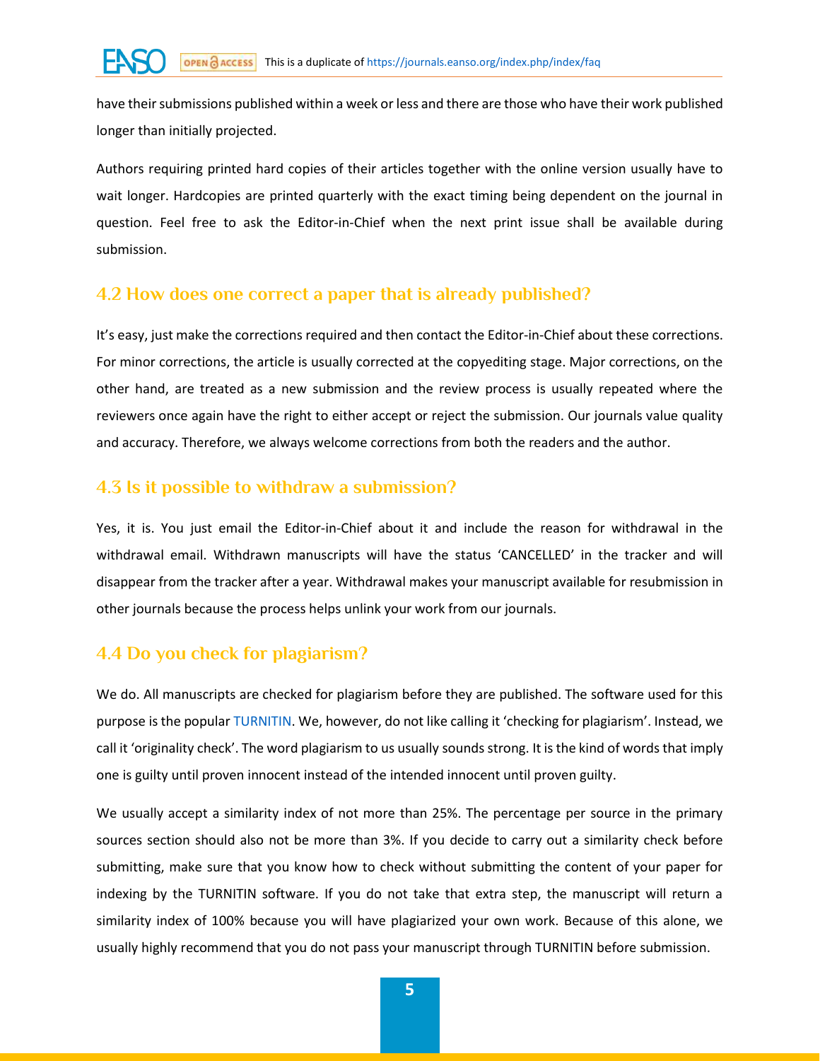have their submissions published within a week or less and there are those who have their work published longer than initially projected.

Authors requiring printed hard copies of their articles together with the online version usually have to wait longer. Hardcopies are printed quarterly with the exact timing being dependent on the journal in question. Feel free to ask the Editor-in-Chief when the next print issue shall be available during submission.

### 4.2 How does one correct a paper that is already published?

It's easy, just make the corrections required and then contact the Editor-in-Chief about these corrections. For minor corrections, the article is usually corrected at the copyediting stage. Major corrections, on the other hand, are treated as a new submission and the review process is usually repeated where the reviewers once again have the right to either accept or reject the submission. Our journals value quality and accuracy. Therefore, we always welcome corrections from both the readers and the author.

### 4.3 Is it possible to withdraw a submission?

Yes, it is. You just email the Editor-in-Chief about it and include the reason for withdrawal in the withdrawal email. Withdrawn manuscripts will have the status 'CANCELLED' in the tracker and will disappear from the tracker after a year. Withdrawal makes your manuscript available for resubmission in other journals because the process helps unlink your work from our journals.

### 4.4 Do you check for plagiarism?

We do. All manuscripts are checked for plagiarism before they are published. The software used for this purpose is the popular TURNITIN. We, however, do not like calling it 'checking for plagiarism'. Instead, we call it 'originality check'. The word plagiarism to us usually sounds strong. It is the kind of words that imply one is guilty until proven innocent instead of the intended innocent until proven guilty.

We usually accept a similarity index of not more than 25%. The percentage per source in the primary sources section should also not be more than 3%. If you decide to carry out a similarity check before submitting, make sure that you know how to check without submitting the content of your paper for indexing by the TURNITIN software. If you do not take that extra step, the manuscript will return a similarity index of 100% because you will have plagiarized your own work. Because of this alone, we usually highly recommend that you do not pass your manuscript through TURNITIN before submission.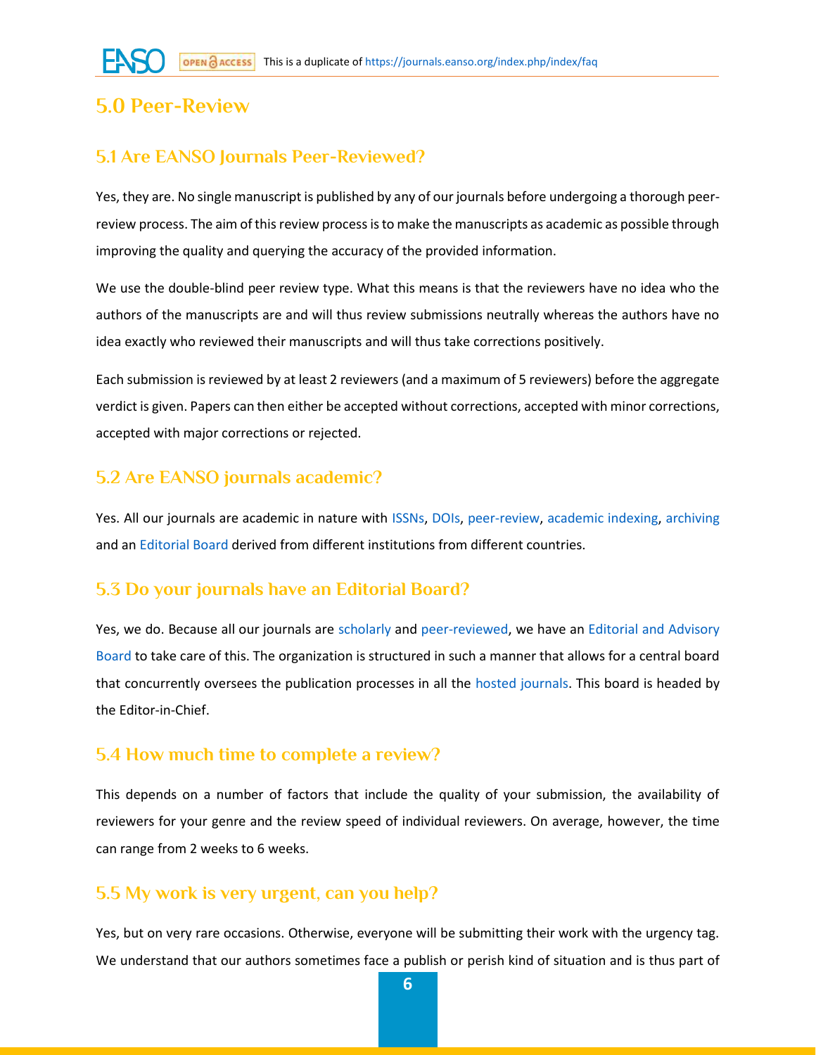## 5.0 Peer-Review

### 5.1 Are EANSO Journals Peer-Reviewed?

Yes, they are. No single manuscript is published by any of our journals before undergoing a thorough peer-review process. The aim of this review process is to make the manuscripts as academic as possible through improving the quality and querying the accuracy of the provided information.

We use the double-blind peer review type. What this means is that the reviewers have no idea who the authors of the manuscripts are and will thus review submissions neutrally whereas the authors have no idea exactly who reviewed their manuscripts and will thus take corrections positively.

Each submission is reviewed by at least 2 reviewers (and a maximum of 5 reviewers) before the aggregate verdict is given. Papers can then either be accepted without corrections, accepted with minor corrections, accepted with major corrections or rejected.

### 5.2 Are EANSO journals academic?

Yes. All our journals are academic in nature with ISSNs, DOIs, peer-review, academic indexing, archiving and an Editorial Board derived from different institutions from different countries.

### 5.3 Do your journals have an Editorial Board?

Yes, we do. Because all our journals are scholarly and peer-reviewed, we have an Editorial and Advisory Board to take care of this. The organization is structured in such a manner that allows for a central board that concurrently oversees the publication processes in all the hosted journals. This board is headed by the Editor-in-Chief.

### 5.4 How much time to complete a review?

This depends on a number of factors that include the quality of your submission, the availability of reviewers for your genre and the review speed of individual reviewers. On average, however, the time can range from 2 weeks to 6 weeks.

### 5.5 My work is very urgent, can you help?

Yes, but on very rare occasions. Otherwise, everyone will be submitting their work with the urgency tag. We understand that our authors sometimes face a publish or perish kind of situation and is thus part of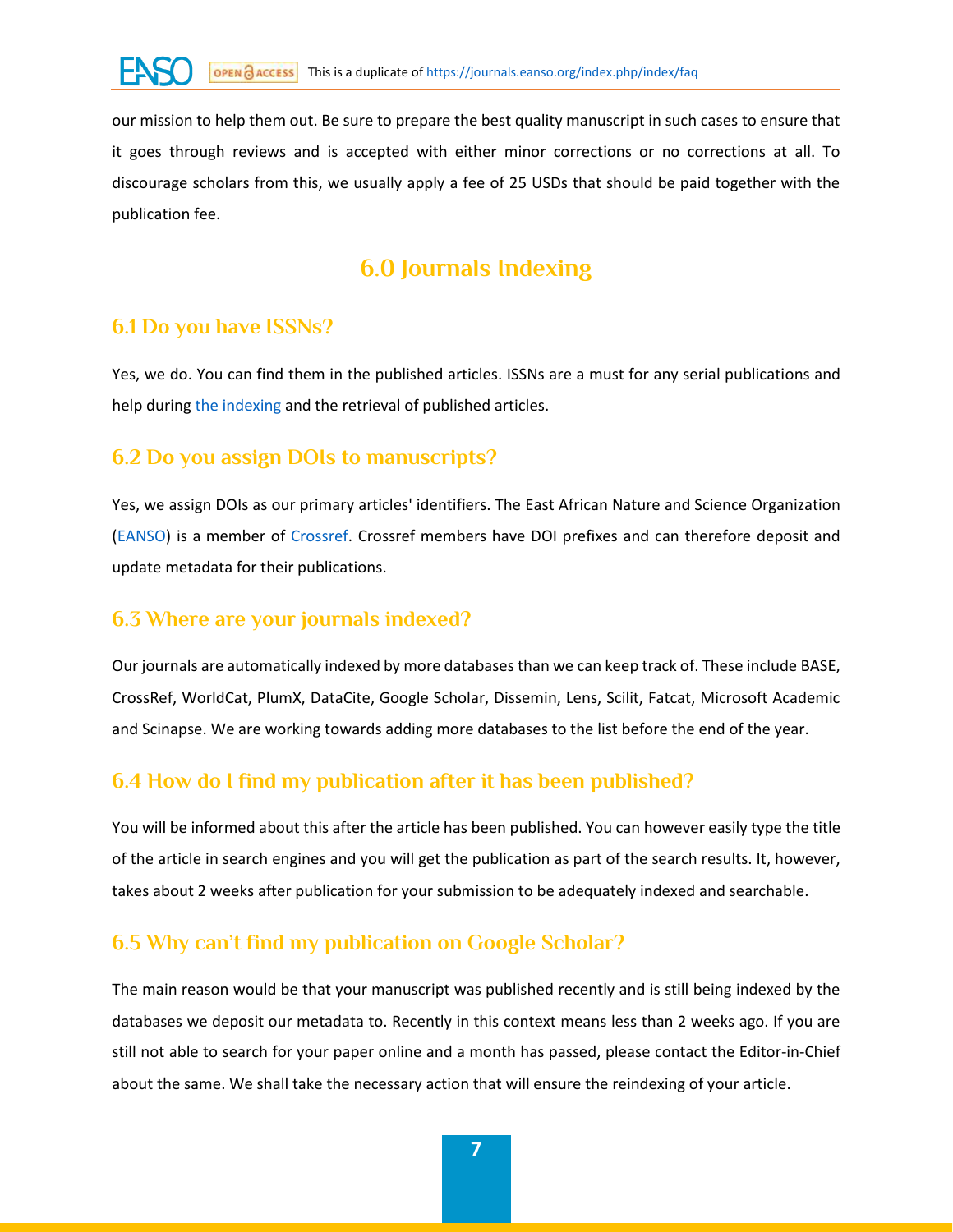our mission to help them out. Be sure to prepare the best quality manuscript in such cases to ensure that it goes through reviews and is accepted with either minor corrections or no corrections at all. To discourage scholars from this, we usually apply a fee of 25 USDs that should be paid together with the publication fee.

# 6.0 Journals Indexing

## 6.1 Do you have ISSNs?

Yes, we do. You can find them in the published articles. ISSNs are a must for any serial publications and help during the indexing and the retrieval of published articles.

## 6.2 Do you assign DOIs to manuscripts?

Yes, we assign DOIs as our primary articles' identifiers. The East African Nature and Science Organization (EANSO) is a member of Crossref. Crossref members have DOI prefixes and can therefore deposit and update metadata for their publications.

## 6.3 Where are your journals indexed?

Our journals are automatically indexed by more databases than we can keep track of. These include BASE, CrossRef, WorldCat, PlumX, DataCite, Google Scholar, Dissemin, Lens, Scilit, Fatcat, Microsoft Academic and Scinapse. We are working towards adding more databases to the list before the end of the year.

## 6.4 How do I find my publication after it has been published?

You will be informed about this after the article has been published. You can however easily type the title of the article in search engines and you will get the publication as part of the search results. It, however, takes about 2 weeks after publication for your submission to be adequately indexed and searchable.

## 6.5 Why can't find my publication on Google Scholar?

The main reason would be that your manuscript was published recently and is still being indexed by the databases we deposit our metadata to. Recently in this context means less than 2 weeks ago. If you are still not able to search for your paper online and a month has passed, please contact the Editor-in-Chief about the same. We shall take the necessary action that will ensure the reindexing of your article.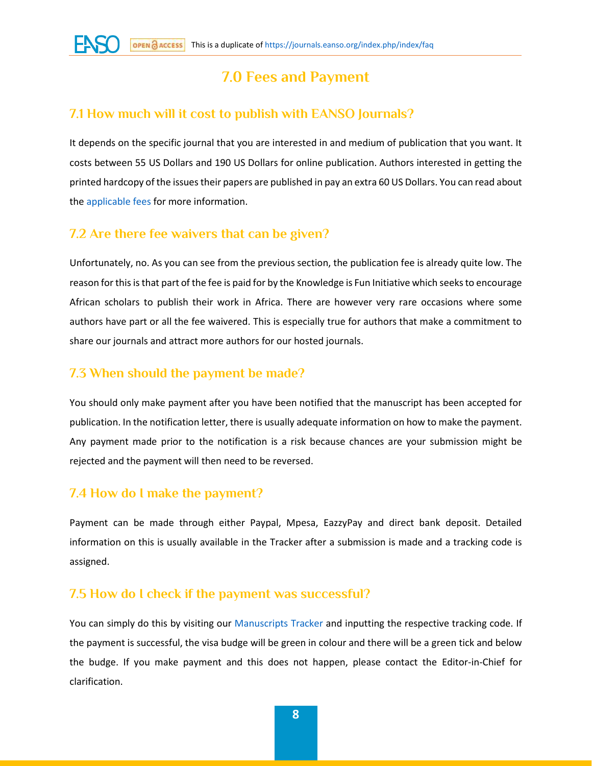# 7.0 Fees and Payment

## 7.1 How much will it cost to publish with EANSO Journals?

It depends on the specific journal that you are interested in and medium of publication that you want. It costs between 55 US Dollars and 190 US Dollars for online publication. Authors interested in getting the printed hardcopy of the issues their papers are published in pay an extra 60 US Dollars. You can read about the applicable fees for more information.

## 7.2 Are there fee waivers that can be given?

Unfortunately, no. As you can see from the previous section, the publication fee is already quite low. The reason for this is that part of the fee is paid for by the Knowledge is Fun Initiative which seeks to encourage African scholars to publish their work in Africa. There are however very rare occasions where some authors have part or all the fee waivered. This is especially true for authors that make a commitment to share our journals and attract more authors for our hosted journals.

## 7.3 When should the payment be made?

You should only make payment after you have been notified that the manuscript has been accepted for publication. In the notification letter, there is usually adequate information on how to make the payment. Any payment made prior to the notification is a risk because chances are your submission might be rejected and the payment will then need to be reversed.

## 7.4 How do I make the payment?

Payment can be made through either Paypal, Mpesa, EazzyPay and direct bank deposit. Detailed information on this is usually available in the Tracker after a submission is made and a tracking code is assigned.

## 7.5 How do I check if the payment was successful?

You can simply do this by visiting our Manuscripts Tracker and inputting the respective tracking code. If the payment is successful, the visa budge will be green in colour and there will be a green tick and below the budge. If you make payment and this does not happen, please contact the Editor-in-Chief for clarification.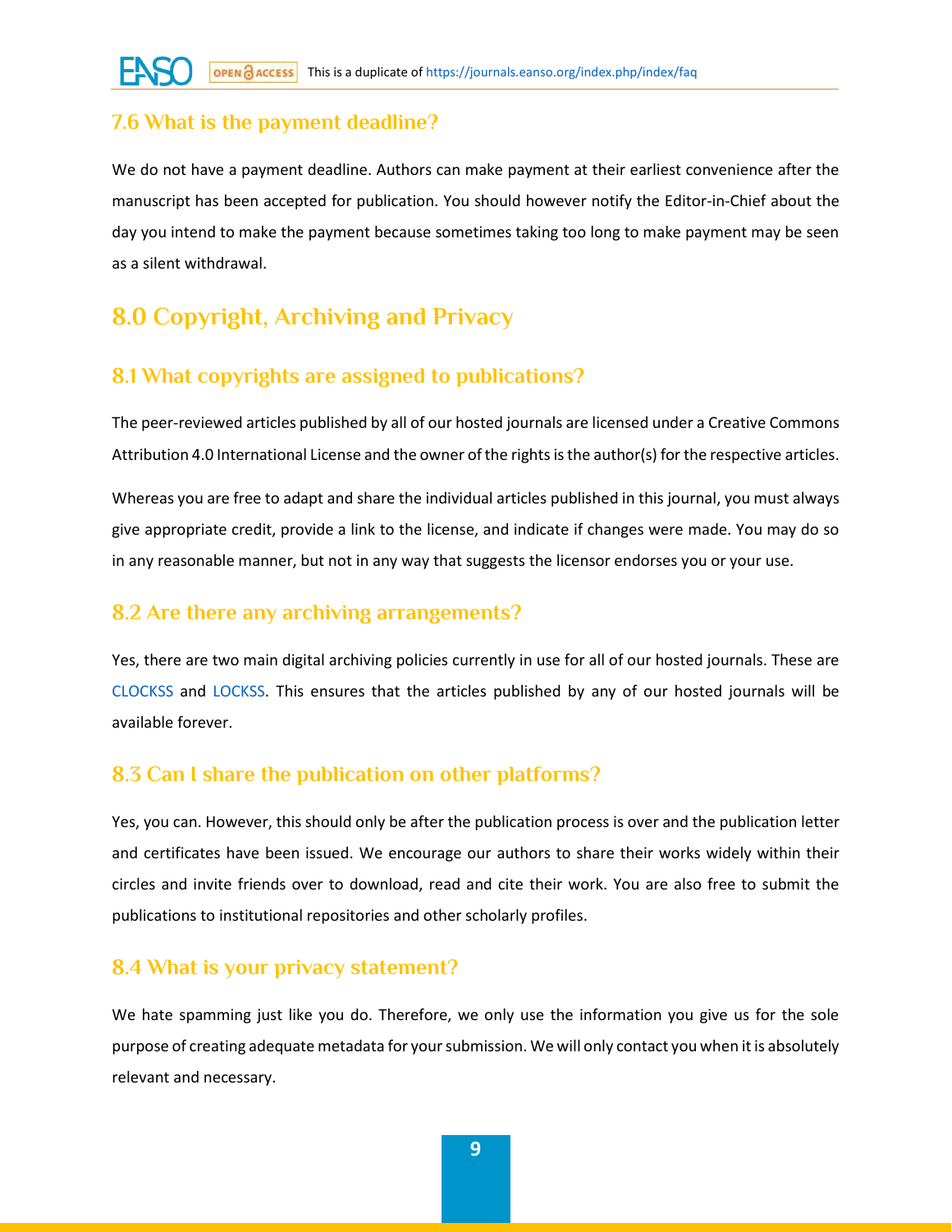### 7.6 What is the payment deadline?

We do not have a payment deadline. Authors can make payment at their earliest convenience after the manuscript has been accepted for publication. You should however notify the Editor-in-Chief about the day you intend to make the payment because sometimes taking too long to make payment may be seen as a silent withdrawal.

## 8.0 Copyright, Archiving and Privacy

### 8.1 What copyrights are assigned to publications?

The peer-reviewed articles published by all of our hosted journals are licensed under a Creative Commons Attribution 4.0 International License and the owner of the rights is the author(s) for the respective articles.

Whereas you are free to adapt and share the individual articles published in this journal, you must always give appropriate credit, provide a link to the license, and indicate if changes were made. You may do so in any reasonable manner, but not in any way that suggests the licensor endorses you or your use.

### 8.2 Are there any archiving arrangements?

Yes, there are two main digital archiving policies currently in use for all of our hosted journals. These are CLOCKSS and LOCKSS. This ensures that the articles published by any of our hosted journals will be available forever.

### 8.3 Can I share the publication on other platforms?

Yes, you can. However, this should only be after the publication process is over and the publication letter and certificates have been issued. We encourage our authors to share their works widely within their circles and invite friends over to download, read and cite their work. You are also free to submit the publications to institutional repositories and other scholarly profiles.

### 8.4 What is your privacy statement?

We hate spamming just like you do. Therefore, we only use the information you give us for the sole purpose of creating adequate metadata for your submission. We will only contact you when it is absolutely relevant and necessary.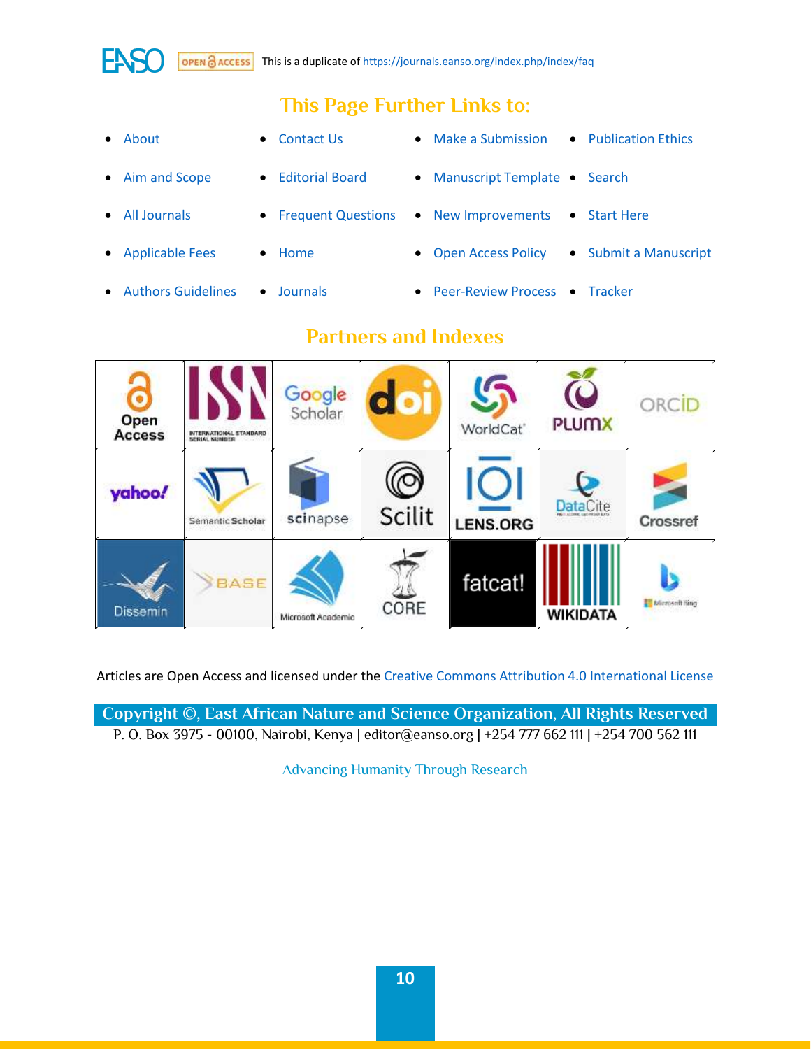## This Page Further Links to:

- About
- Aim and Scope
- All Journals
- Applicable Fees
- Authors Guidelines
- Contact Us
- Editorial Board
- Frequent Questions
- Home
- Journals
- Make a Submission
- Manuscript Template
- New Improvements
- Open Access Policy
- Peer-Review Process
- Publication Ethics
- Search
- Start Here
- Submit a Manuscript
- Tracker

## Partners and Indexes

| | | | | | | |
|---|---|---|---|---|---|---|
| Open Access | ISSN INTERNATIONAL STANDARD SERIAL NUMBER | Google Scholar | doi | WorldCat | PLUMX | ORCID |
| yahoo! | Semantic Scholar | scinapse | Scilit | LENS.ORG | DataCite | Crossref |
| Dissemin | BASE | Microsoft Academic | CORE | fatcat! | WIKIDATA | Microsoft Bing |

Articles are Open Access and licensed under the Creative Commons Attribution 4.0 International License

**Copyright ©, East African Nature and Science Organization, All Rights Reserved**

P. O. Box 3975 - 00100, Nairobi, Kenya | editor@eanso.org | +254 777 662 111 | +254 700 562 111

Advancing Humanity Through Research